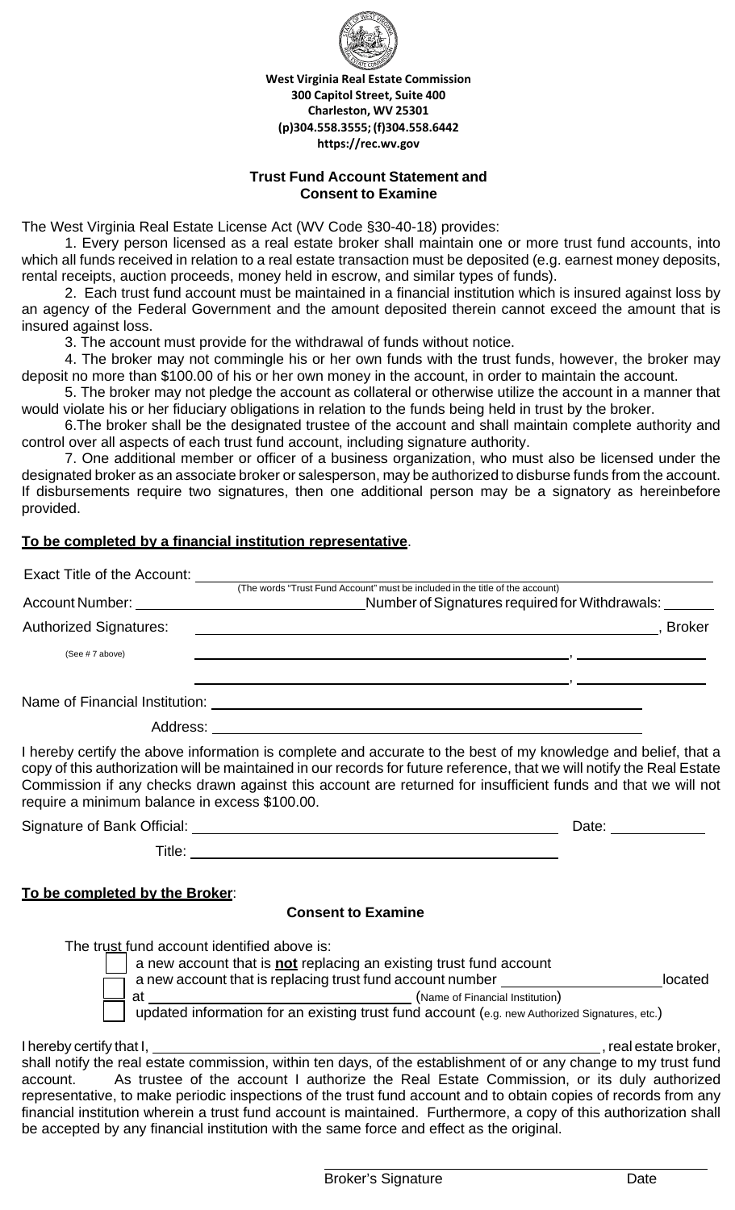**West Virginia Real Estate Commission**
**300 Capitol Street, Suite 400**
**Charleston, WV 25301**
**(p)304.558.3555; (f)304.558.6442**
**https://rec.wv.gov**

## Trust Fund Account Statement and Consent to Examine

The West Virginia Real Estate License Act (WV Code §30-40-18) provides:

1. Every person licensed as a real estate broker shall maintain one or more trust fund accounts, into which all funds received in relation to a real estate transaction must be deposited (e.g. earnest money deposits, rental receipts, auction proceeds, money held in escrow, and similar types of funds).
2. Each trust fund account must be maintained in a financial institution which is insured against loss by an agency of the Federal Government and the amount deposited therein cannot exceed the amount that is insured against loss.
3. The account must provide for the withdrawal of funds without notice.
4. The broker may not commingle his or her own funds with the trust funds, however, the broker may deposit no more than $100.00 of his or her own money in the account, in order to maintain the account.
5. The broker may not pledge the account as collateral or otherwise utilize the account in a manner that would violate his or her fiduciary obligations in relation to the funds being held in trust by the broker.
6. The broker shall be the designated trustee of the account and shall maintain complete authority and control over all aspects of each trust fund account, including signature authority.
7. One additional member or officer of a business organization, who must also be licensed under the designated broker as an associate broker or salesperson, may be authorized to disburse funds from the account. If disbursements require two signatures, then one additional person may be a signatory as hereinbefore provided.

**To be completed by a financial institution representative**.

Exact Title of the Account: ______________________________
(The words "Trust Fund Account" must be included in the title of the account)

Account Number: ______________________ Number of Signatures required for Withdrawals: ______

Authorized Signatures: ______________________________, Broker

(See # 7 above) ______________________________, ______________

______________________________, ______________

Name of Financial Institution: ______________________________

Address: ______________________________

I hereby certify the above information is complete and accurate to the best of my knowledge and belief, that a copy of this authorization will be maintained in our records for future reference, that we will notify the Real Estate Commission if any checks drawn against this account are returned for insufficient funds and that we will not require a minimum balance in excess $100.00.

Signature of Bank Official: ______________________________ Date: ____________

Title: ______________________________

**To be completed by the Broker**:

### Consent to Examine

The trust fund account identified above is:

- ☐ a new account that is **not** replacing an existing trust fund account
- ☐ a new account that is replacing trust fund account number ______________ located at ______________________ (Name of Financial Institution)
- ☐ updated information for an existing trust fund account (e.g. new Authorized Signatures, etc.)

I hereby certify that I, ______________________________, real estate broker, shall notify the real estate commission, within ten days, of the establishment of or any change to my trust fund account. As trustee of the account I authorize the Real Estate Commission, or its duly authorized representative, to make periodic inspections of the trust fund account and to obtain copies of records from any financial institution wherein a trust fund account is maintained. Furthermore, a copy of this authorization shall be accepted by any financial institution with the same force and effect as the original.

______________________________
Broker's Signature    Date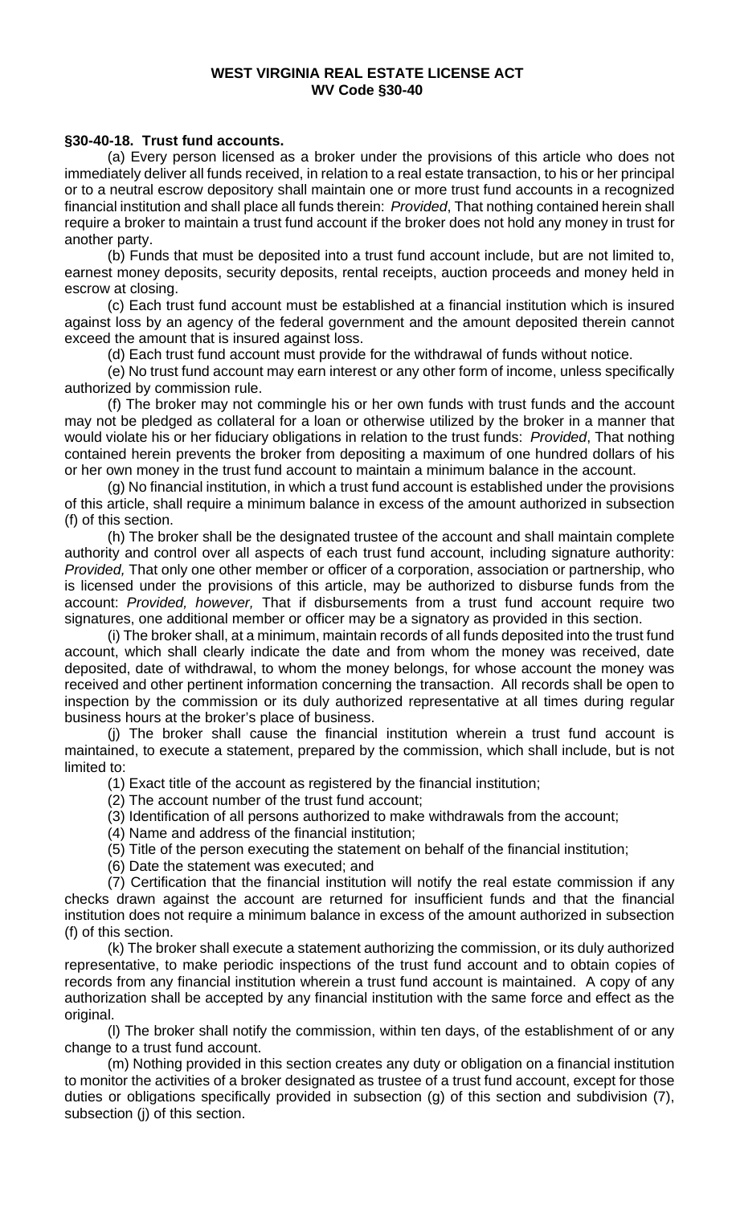**WEST VIRGINIA REAL ESTATE LICENSE ACT**
**WV Code §30-40**

**§30-40-18. Trust fund accounts.**

(a) Every person licensed as a broker under the provisions of this article who does not immediately deliver all funds received, in relation to a real estate transaction, to his or her principal or to a neutral escrow depository shall maintain one or more trust fund accounts in a recognized financial institution and shall place all funds therein: *Provided*, That nothing contained herein shall require a broker to maintain a trust fund account if the broker does not hold any money in trust for another party.

(b) Funds that must be deposited into a trust fund account include, but are not limited to, earnest money deposits, security deposits, rental receipts, auction proceeds and money held in escrow at closing.

(c) Each trust fund account must be established at a financial institution which is insured against loss by an agency of the federal government and the amount deposited therein cannot exceed the amount that is insured against loss.

(d) Each trust fund account must provide for the withdrawal of funds without notice.

(e) No trust fund account may earn interest or any other form of income, unless specifically authorized by commission rule.

(f) The broker may not commingle his or her own funds with trust funds and the account may not be pledged as collateral for a loan or otherwise utilized by the broker in a manner that would violate his or her fiduciary obligations in relation to the trust funds: *Provided*, That nothing contained herein prevents the broker from depositing a maximum of one hundred dollars of his or her own money in the trust fund account to maintain a minimum balance in the account.

(g) No financial institution, in which a trust fund account is established under the provisions of this article, shall require a minimum balance in excess of the amount authorized in subsection (f) of this section.

(h) The broker shall be the designated trustee of the account and shall maintain complete authority and control over all aspects of each trust fund account, including signature authority: *Provided,* That only one other member or officer of a corporation, association or partnership, who is licensed under the provisions of this article, may be authorized to disburse funds from the account: *Provided, however,* That if disbursements from a trust fund account require two signatures, one additional member or officer may be a signatory as provided in this section.

(i) The broker shall, at a minimum, maintain records of all funds deposited into the trust fund account, which shall clearly indicate the date and from whom the money was received, date deposited, date of withdrawal, to whom the money belongs, for whose account the money was received and other pertinent information concerning the transaction. All records shall be open to inspection by the commission or its duly authorized representative at all times during regular business hours at the broker's place of business.

(j) The broker shall cause the financial institution wherein a trust fund account is maintained, to execute a statement, prepared by the commission, which shall include, but is not limited to:

(1) Exact title of the account as registered by the financial institution;

(2) The account number of the trust fund account;

(3) Identification of all persons authorized to make withdrawals from the account;

(4) Name and address of the financial institution;

(5) Title of the person executing the statement on behalf of the financial institution;

(6) Date the statement was executed; and

(7) Certification that the financial institution will notify the real estate commission if any checks drawn against the account are returned for insufficient funds and that the financial institution does not require a minimum balance in excess of the amount authorized in subsection (f) of this section.

(k) The broker shall execute a statement authorizing the commission, or its duly authorized representative, to make periodic inspections of the trust fund account and to obtain copies of records from any financial institution wherein a trust fund account is maintained. A copy of any authorization shall be accepted by any financial institution with the same force and effect as the original.

(l) The broker shall notify the commission, within ten days, of the establishment of or any change to a trust fund account.

(m) Nothing provided in this section creates any duty or obligation on a financial institution to monitor the activities of a broker designated as trustee of a trust fund account, except for those duties or obligations specifically provided in subsection (g) of this section and subdivision (7), subsection (j) of this section.